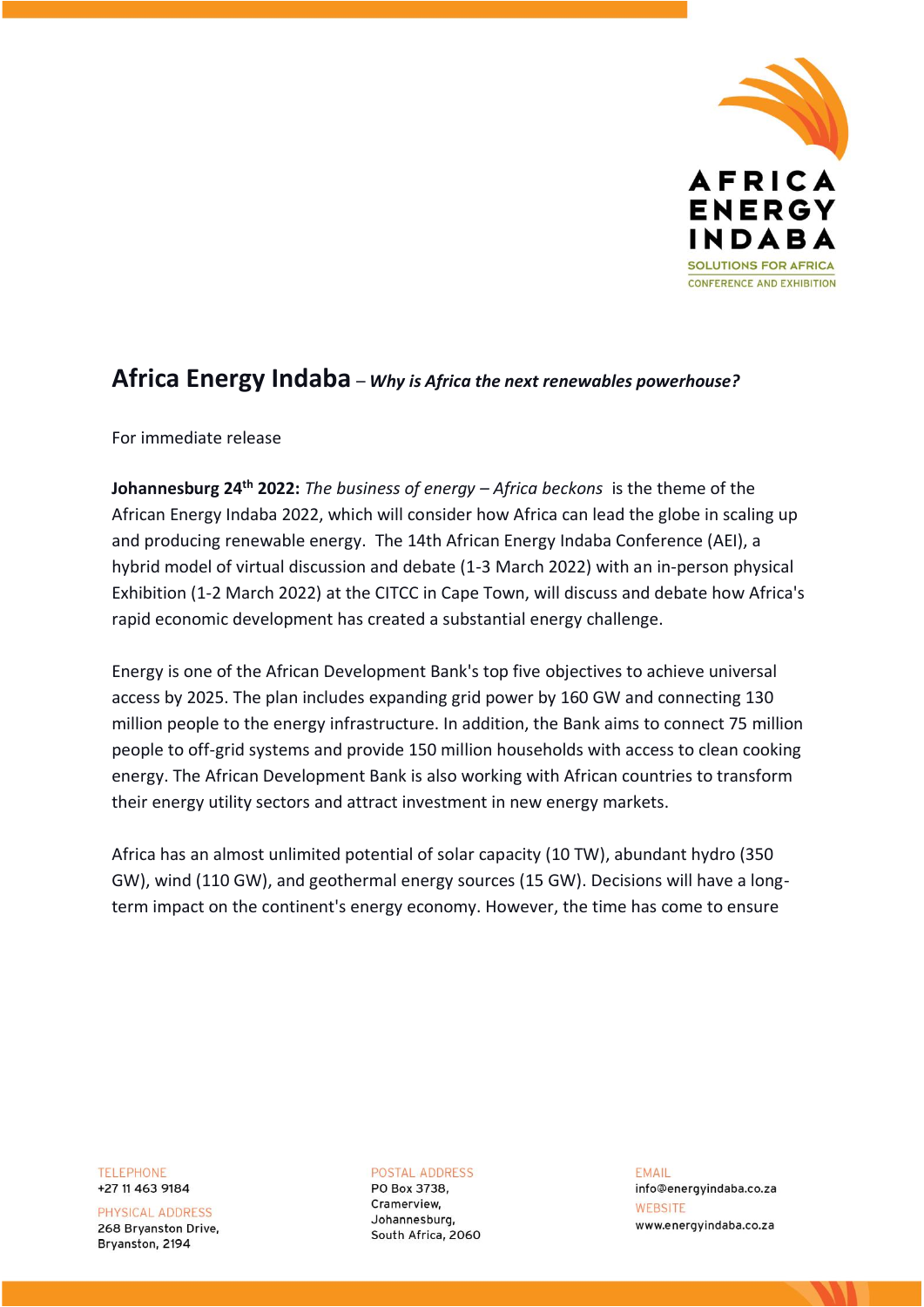# Africa Energy Indaba – *Why is Africa the next renewables powerhouse?*

For immediate release

**Johannesburg 24th 2022:** *The business of energy – Africa beckons* is the theme of the African Energy Indaba 2022, which will consider how Africa can lead the globe in scaling up and producing renewable energy. The 14th African Energy Indaba Conference (AEI), a hybrid model of virtual discussion and debate (1-3 March 2022) with an in-person physical Exhibition (1-2 March 2022) at the CITCC in Cape Town, will discuss and debate how Africa's rapid economic development has created a substantial energy challenge.

Energy is one of the African Development Bank's top five objectives to achieve universal access by 2025. The plan includes expanding grid power by 160 GW and connecting 130 million people to the energy infrastructure. In addition, the Bank aims to connect 75 million people to off-grid systems and provide 150 million households with access to clean cooking energy. The African Development Bank is also working with African countries to transform their energy utility sectors and attract investment in new energy markets.

Africa has an almost unlimited potential of solar capacity (10 TW), abundant hydro (350 GW), wind (110 GW), and geothermal energy sources (15 GW). Decisions will have a long-term impact on the continent's energy economy. However, the time has come to ensure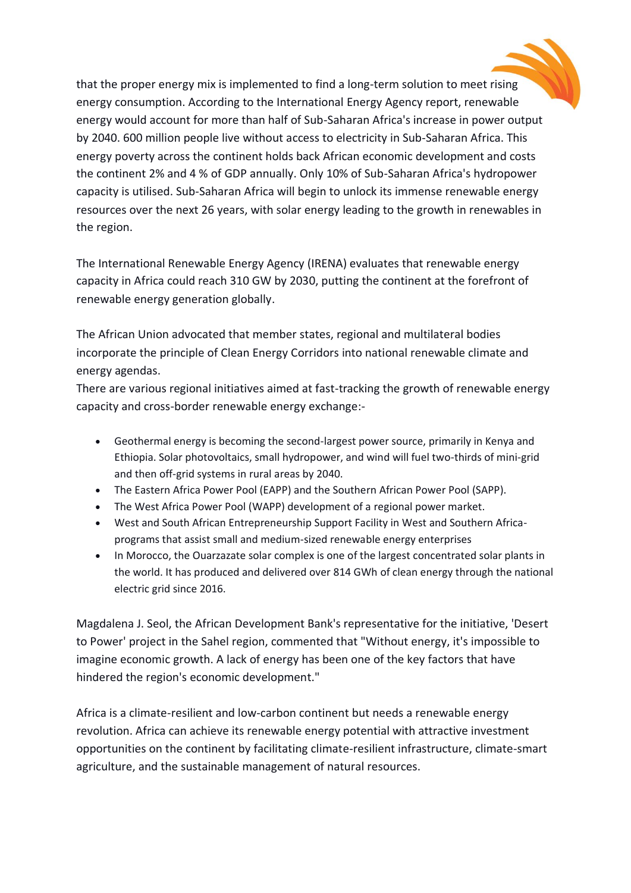that the proper energy mix is implemented to find a long-term solution to meet rising energy consumption. According to the International Energy Agency report, renewable energy would account for more than half of Sub-Saharan Africa's increase in power output by 2040. 600 million people live without access to electricity in Sub-Saharan Africa. This energy poverty across the continent holds back African economic development and costs the continent 2% and 4 % of GDP annually. Only 10% of Sub-Saharan Africa's hydropower capacity is utilised. Sub-Saharan Africa will begin to unlock its immense renewable energy resources over the next 26 years, with solar energy leading to the growth in renewables in the region.

The International Renewable Energy Agency (IRENA) evaluates that renewable energy capacity in Africa could reach 310 GW by 2030, putting the continent at the forefront of renewable energy generation globally.

The African Union advocated that member states, regional and multilateral bodies incorporate the principle of Clean Energy Corridors into national renewable climate and energy agendas.

There are various regional initiatives aimed at fast-tracking the growth of renewable energy capacity and cross-border renewable energy exchange:-

- Geothermal energy is becoming the second-largest power source, primarily in Kenya and Ethiopia. Solar photovoltaics, small hydropower, and wind will fuel two-thirds of mini-grid and then off-grid systems in rural areas by 2040.
- The Eastern Africa Power Pool (EAPP) and the Southern African Power Pool (SAPP).
- The West Africa Power Pool (WAPP) development of a regional power market.
- West and South African Entrepreneurship Support Facility in West and Southern Africa- programs that assist small and medium-sized renewable energy enterprises
- In Morocco, the Ouarzazate solar complex is one of the largest concentrated solar plants in the world. It has produced and delivered over 814 GWh of clean energy through the national electric grid since 2016.

Magdalena J. Seol, the African Development Bank's representative for the initiative, 'Desert to Power' project in the Sahel region, commented that "Without energy, it's impossible to imagine economic growth. A lack of energy has been one of the key factors that have hindered the region's economic development."

Africa is a climate-resilient and low-carbon continent but needs a renewable energy revolution. Africa can achieve its renewable energy potential with attractive investment opportunities on the continent by facilitating climate-resilient infrastructure, climate-smart agriculture, and the sustainable management of natural resources.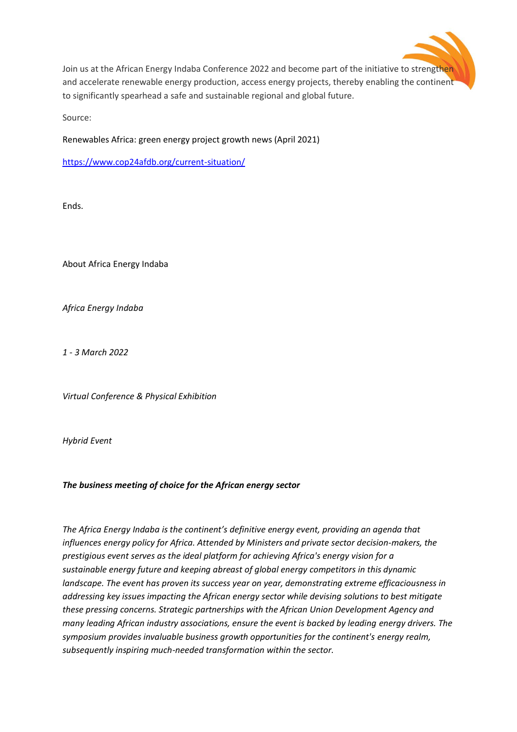Join us at the African Energy Indaba Conference 2022 and become part of the initiative to strengthen and accelerate renewable energy production, access energy projects, thereby enabling the continent to significantly spearhead a safe and sustainable regional and global future.

Source:

Renewables Africa: green energy project growth news (April 2021)

[https://www.cop24afdb.org/current-situation/](https://www.cop24afdb.org/current-situation/)

Ends.

About Africa Energy Indaba

*Africa Energy Indaba*

*1 - 3 March 2022*

*Virtual Conference & Physical Exhibition*

*Hybrid Event*

***The business meeting of choice for the African energy sector***

*The Africa Energy Indaba is the continent's definitive energy event, providing an agenda that influences energy policy for Africa. Attended by Ministers and private sector decision-makers, the prestigious event serves as the ideal platform for achieving Africa's energy vision for a sustainable energy future and keeping abreast of global energy competitors in this dynamic landscape. The event has proven its success year on year, demonstrating extreme efficaciousness in addressing key issues impacting the African energy sector while devising solutions to best mitigate these pressing concerns. Strategic partnerships with the African Union Development Agency and many leading African industry associations, ensure the event is backed by leading energy drivers. The symposium provides invaluable business growth opportunities for the continent's energy realm, subsequently inspiring much-needed transformation within the sector.*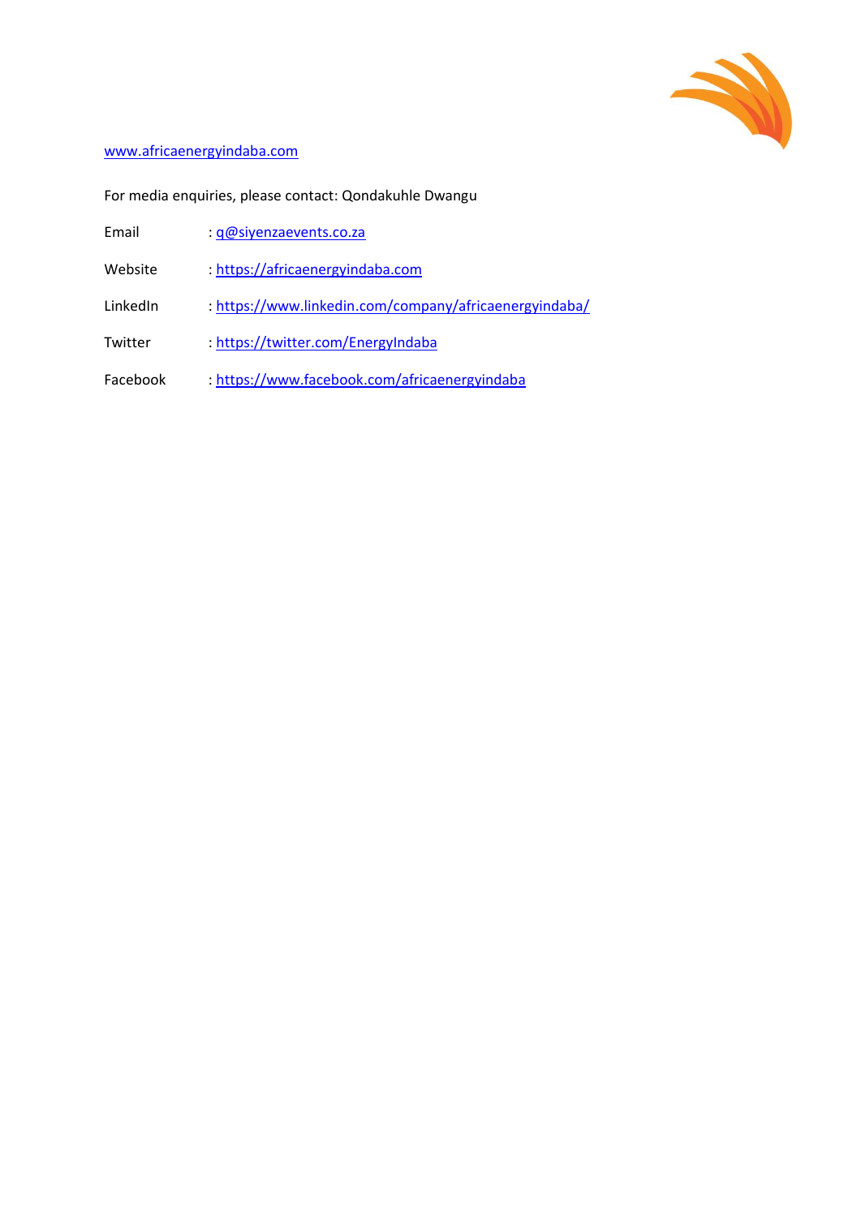www.africaenergyindaba.com

For media enquiries, please contact: Qondakuhle Dwangu

| | |
|---|---|
| Email | : q@siyenzaevents.co.za |
| Website | : https://africaenergyindaba.com |
| LinkedIn | : https://www.linkedin.com/company/africaenergyindaba/ |
| Twitter | : https://twitter.com/EnergyIndaba |
| Facebook | : https://www.facebook.com/africaenergyindaba |